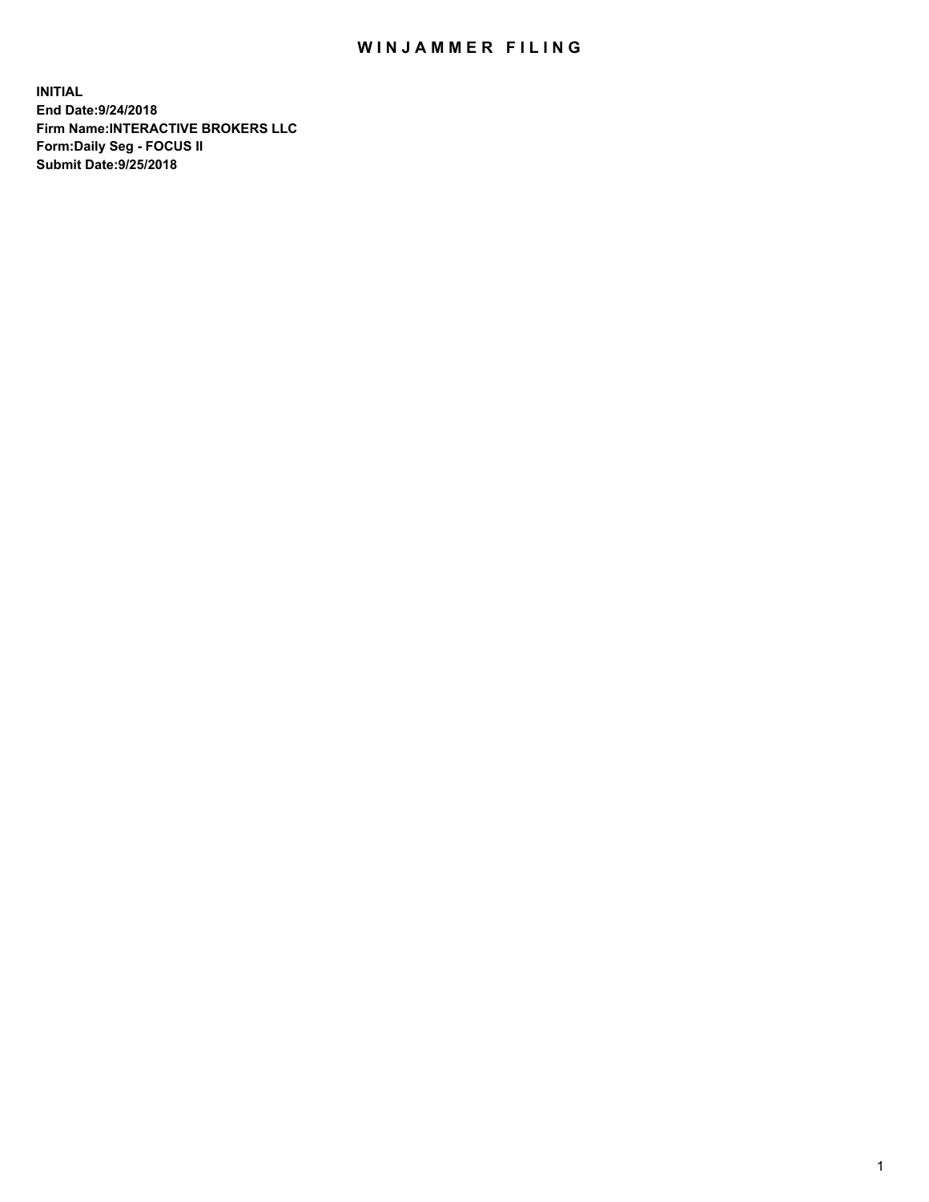# WINJAMMER FILING

**INITIAL**
**End Date:9/24/2018**
**Firm Name:INTERACTIVE BROKERS LLC**
**Form:Daily Seg - FOCUS II**
**Submit Date:9/25/2018**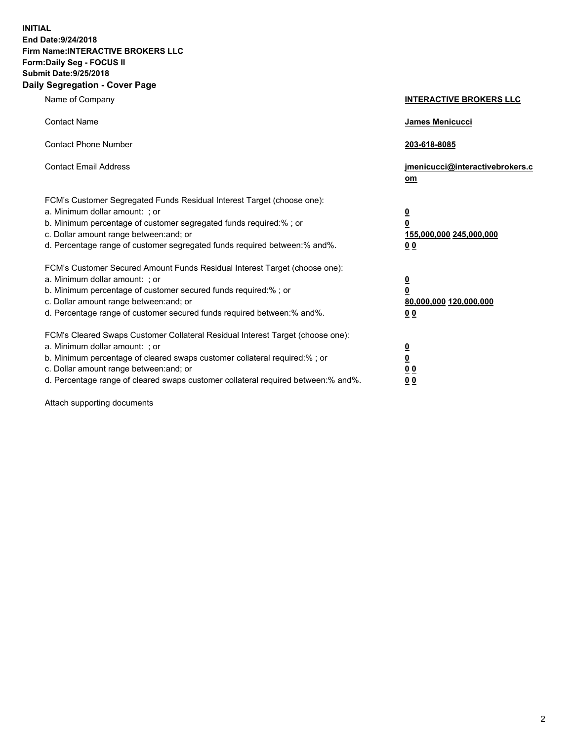**INITIAL**
**End Date:9/24/2018**
**Firm Name:INTERACTIVE BROKERS LLC**
**Form:Daily Seg - FOCUS II**
**Submit Date:9/25/2018**
**Daily Segregation - Cover Page**

| | |
|---|---|
| Name of Company | **INTERACTIVE BROKERS LLC** |
| Contact Name | **James Menicucci** |
| Contact Phone Number | **203-618-8085** |
| Contact Email Address | **jmenicucci@interactivebrokers.com** |

FCM's Customer Segregated Funds Residual Interest Target (choose one):

| | |
|---|---|
| a. Minimum dollar amount: ; or | **0** |
| b. Minimum percentage of customer segregated funds required:% ; or | **0** |
| c. Dollar amount range between:and; or | **155,000,000 245,000,000** |
| d. Percentage range of customer segregated funds required between:% and%. | **0 0** |

FCM's Customer Secured Amount Funds Residual Interest Target (choose one):

| | |
|---|---|
| a. Minimum dollar amount: ; or | **0** |
| b. Minimum percentage of customer secured funds required:% ; or | **0** |
| c. Dollar amount range between:and; or | **80,000,000 120,000,000** |
| d. Percentage range of customer secured funds required between:% and%. | **0 0** |

FCM's Cleared Swaps Customer Collateral Residual Interest Target (choose one):

| | |
|---|---|
| a. Minimum dollar amount: ; or | **0** |
| b. Minimum percentage of cleared swaps customer collateral required:% ; or | **0** |
| c. Dollar amount range between:and; or | **0 0** |
| d. Percentage range of cleared swaps customer collateral required between:% and%. | **0 0** |

Attach supporting documents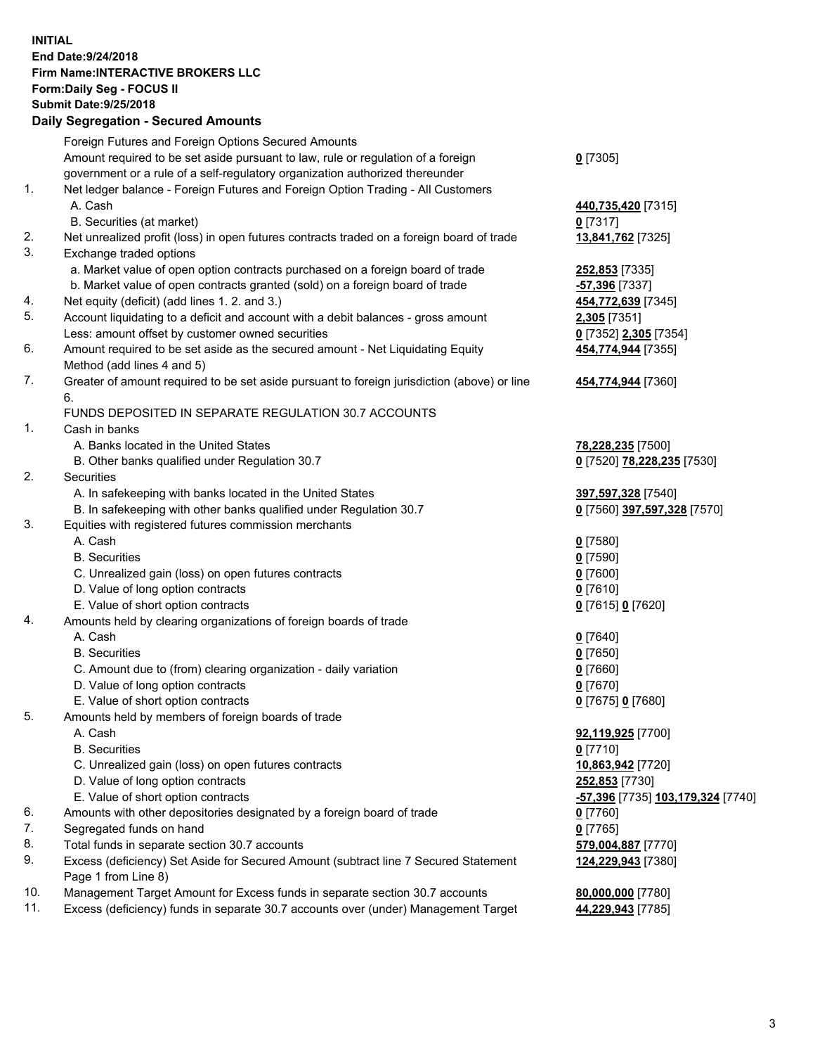**INITIAL**
**End Date:9/24/2018**
**Firm Name:INTERACTIVE BROKERS LLC**
**Form:Daily Seg - FOCUS II**
**Submit Date:9/25/2018**

## Daily Segregation - Secured Amounts

| | | |
|---|---|---|
| | Foreign Futures and Foreign Options Secured Amounts | |
| | Amount required to be set aside pursuant to law, rule or regulation of a foreign government or a rule of a self-regulatory organization authorized thereunder | **0** [7305] |
| 1. | Net ledger balance - Foreign Futures and Foreign Option Trading - All Customers | |
| | A. Cash | **440,735,420** [7315] |
| | B. Securities (at market) | **0** [7317] |
| 2. | Net unrealized profit (loss) in open futures contracts traded on a foreign board of trade | **13,841,762** [7325] |
| 3. | Exchange traded options | |
| | a. Market value of open option contracts purchased on a foreign board of trade | **252,853** [7335] |
| | b. Market value of open contracts granted (sold) on a foreign board of trade | **-57,396** [7337] |
| 4. | Net equity (deficit) (add lines 1. 2. and 3.) | **454,772,639** [7345] |
| 5. | Account liquidating to a deficit and account with a debit balances - gross amount | **2,305** [7351] |
| | Less: amount offset by customer owned securities | **0** [7352] **2,305** [7354] |
| 6. | Amount required to be set aside as the secured amount - Net Liquidating Equity Method (add lines 4 and 5) | **454,774,944** [7355] |
| 7. | Greater of amount required to be set aside pursuant to foreign jurisdiction (above) or line 6. | **454,774,944** [7360] |
| | FUNDS DEPOSITED IN SEPARATE REGULATION 30.7 ACCOUNTS | |
| 1. | Cash in banks | |
| | A. Banks located in the United States | **78,228,235** [7500] |
| | B. Other banks qualified under Regulation 30.7 | **0** [7520] **78,228,235** [7530] |
| 2. | Securities | |
| | A. In safekeeping with banks located in the United States | **397,597,328** [7540] |
| | B. In safekeeping with other banks qualified under Regulation 30.7 | **0** [7560] **397,597,328** [7570] |
| 3. | Equities with registered futures commission merchants | |
| | A. Cash | **0** [7580] |
| | B. Securities | **0** [7590] |
| | C. Unrealized gain (loss) on open futures contracts | **0** [7600] |
| | D. Value of long option contracts | **0** [7610] |
| | E. Value of short option contracts | **0** [7615] **0** [7620] |
| 4. | Amounts held by clearing organizations of foreign boards of trade | |
| | A. Cash | **0** [7640] |
| | B. Securities | **0** [7650] |
| | C. Amount due to (from) clearing organization - daily variation | **0** [7660] |
| | D. Value of long option contracts | **0** [7670] |
| | E. Value of short option contracts | **0** [7675] **0** [7680] |
| 5. | Amounts held by members of foreign boards of trade | |
| | A. Cash | **92,119,925** [7700] |
| | B. Securities | **0** [7710] |
| | C. Unrealized gain (loss) on open futures contracts | **10,863,942** [7720] |
| | D. Value of long option contracts | **252,853** [7730] |
| | E. Value of short option contracts | **-57,396** [7735] **103,179,324** [7740] |
| 6. | Amounts with other depositories designated by a foreign board of trade | **0** [7760] |
| 7. | Segregated funds on hand | **0** [7765] |
| 8. | Total funds in separate section 30.7 accounts | **579,004,887** [7770] |
| 9. | Excess (deficiency) Set Aside for Secured Amount (subtract line 7 Secured Statement Page 1 from Line 8) | **124,229,943** [7380] |
| 10. | Management Target Amount for Excess funds in separate section 30.7 accounts | **80,000,000** [7780] |
| 11. | Excess (deficiency) funds in separate 30.7 accounts over (under) Management Target | **44,229,943** [7785] |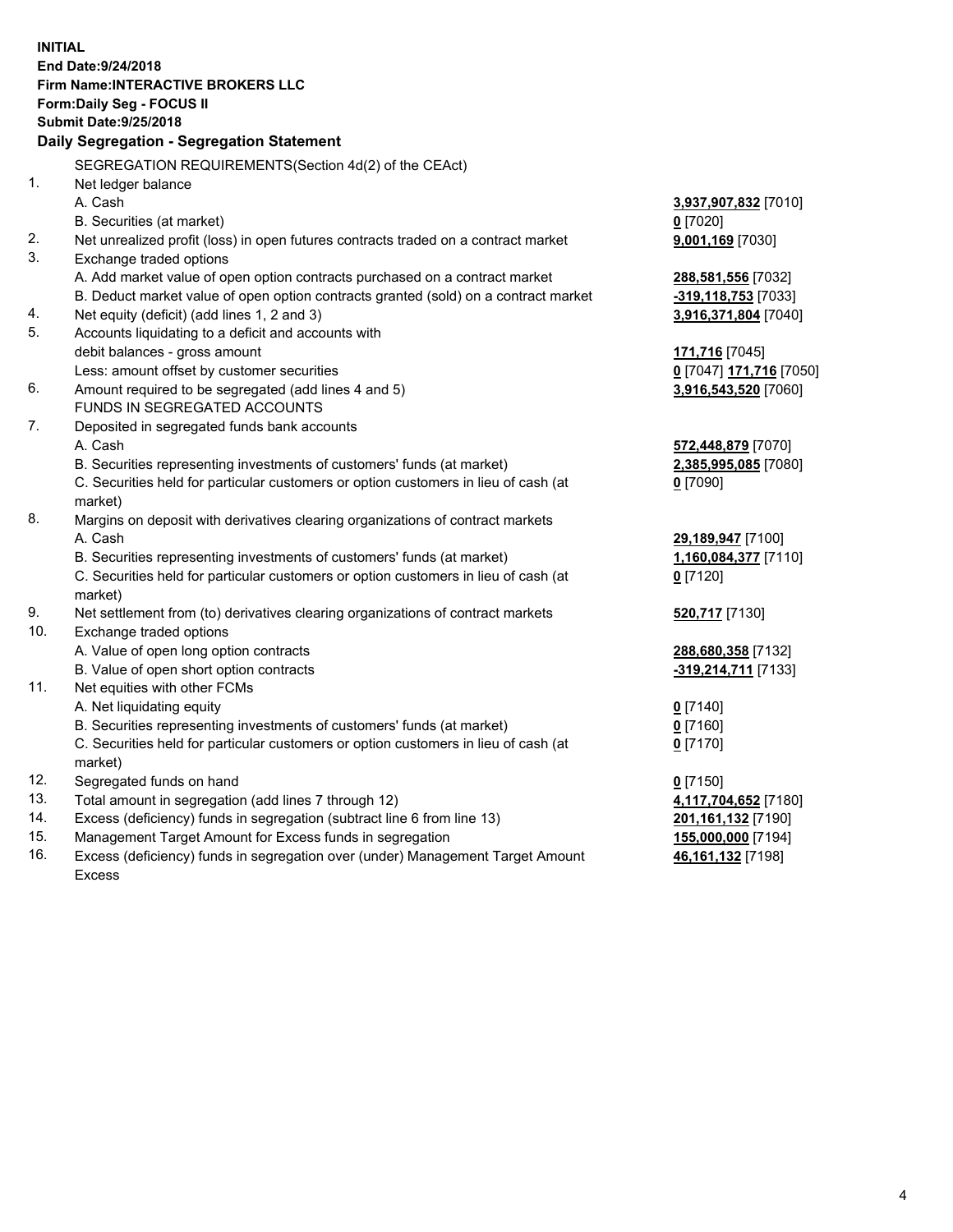**INITIAL**
**End Date:9/24/2018**
**Firm Name:INTERACTIVE BROKERS LLC**
**Form:Daily Seg - FOCUS II**
**Submit Date:9/25/2018**

### Daily Segregation - Segregation Statement

| | | |
|---|---|---|
| | SEGREGATION REQUIREMENTS(Section 4d(2) of the CEAct) | |
| 1. | Net ledger balance | |
| | A. Cash | **3,937,907,832** [7010] |
| | B. Securities (at market) | **0** [7020] |
| 2. | Net unrealized profit (loss) in open futures contracts traded on a contract market | **9,001,169** [7030] |
| 3. | Exchange traded options | |
| | A. Add market value of open option contracts purchased on a contract market | **288,581,556** [7032] |
| | B. Deduct market value of open option contracts granted (sold) on a contract market | **-319,118,753** [7033] |
| 4. | Net equity (deficit) (add lines 1, 2 and 3) | **3,916,371,804** [7040] |
| 5. | Accounts liquidating to a deficit and accounts with | |
| | debit balances - gross amount | **171,716** [7045] |
| | Less: amount offset by customer securities | **0** [7047] **171,716** [7050] |
| 6. | Amount required to be segregated (add lines 4 and 5) | **3,916,543,520** [7060] |
| | FUNDS IN SEGREGATED ACCOUNTS | |
| 7. | Deposited in segregated funds bank accounts | |
| | A. Cash | **572,448,879** [7070] |
| | B. Securities representing investments of customers' funds (at market) | **2,385,995,085** [7080] |
| | C. Securities held for particular customers or option customers in lieu of cash (at market) | **0** [7090] |
| 8. | Margins on deposit with derivatives clearing organizations of contract markets | |
| | A. Cash | **29,189,947** [7100] |
| | B. Securities representing investments of customers' funds (at market) | **1,160,084,377** [7110] |
| | C. Securities held for particular customers or option customers in lieu of cash (at market) | **0** [7120] |
| 9. | Net settlement from (to) derivatives clearing organizations of contract markets | **520,717** [7130] |
| 10. | Exchange traded options | |
| | A. Value of open long option contracts | **288,680,358** [7132] |
| | B. Value of open short option contracts | **-319,214,711** [7133] |
| 11. | Net equities with other FCMs | |
| | A. Net liquidating equity | **0** [7140] |
| | B. Securities representing investments of customers' funds (at market) | **0** [7160] |
| | C. Securities held for particular customers or option customers in lieu of cash (at market) | **0** [7170] |
| 12. | Segregated funds on hand | **0** [7150] |
| 13. | Total amount in segregation (add lines 7 through 12) | **4,117,704,652** [7180] |
| 14. | Excess (deficiency) funds in segregation (subtract line 6 from line 13) | **201,161,132** [7190] |
| 15. | Management Target Amount for Excess funds in segregation | **155,000,000** [7194] |
| 16. | Excess (deficiency) funds in segregation over (under) Management Target Amount Excess | **46,161,132** [7198] |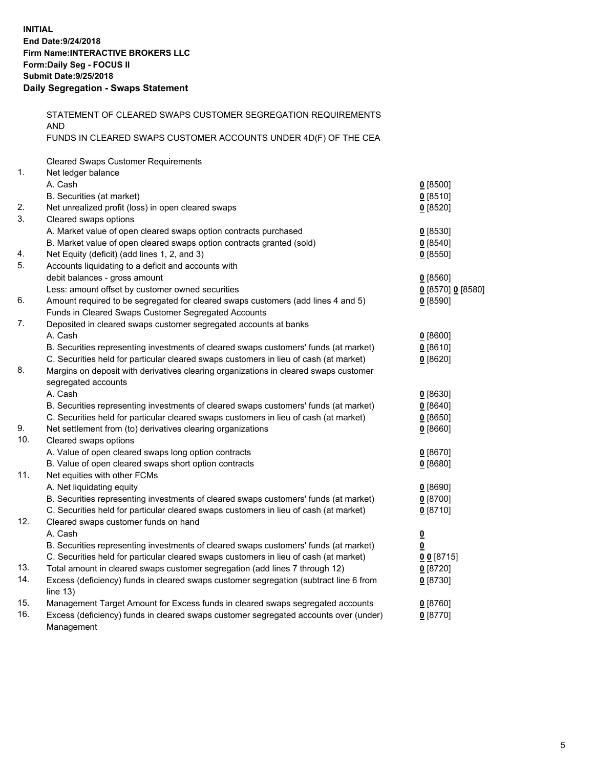**INITIAL**
**End Date:9/24/2018**
**Firm Name:INTERACTIVE BROKERS LLC**
**Form:Daily Seg - FOCUS II**
**Submit Date:9/25/2018**
**Daily Segregation - Swaps Statement**

STATEMENT OF CLEARED SWAPS CUSTOMER SEGREGATION REQUIREMENTS AND FUNDS IN CLEARED SWAPS CUSTOMER ACCOUNTS UNDER 4D(F) OF THE CEA

| | | |
|---|---|---|
| | Cleared Swaps Customer Requirements | |
| 1. | Net ledger balance | |
| | A. Cash | 0 [8500] |
| | B. Securities (at market) | 0 [8510] |
| 2. | Net unrealized profit (loss) in open cleared swaps | 0 [8520] |
| 3. | Cleared swaps options | |
| | A. Market value of open cleared swaps option contracts purchased | 0 [8530] |
| | B. Market value of open cleared swaps option contracts granted (sold) | 0 [8540] |
| 4. | Net Equity (deficit) (add lines 1, 2, and 3) | 0 [8550] |
| 5. | Accounts liquidating to a deficit and accounts with debit balances - gross amount | 0 [8560] |
| | Less: amount offset by customer owned securities | 0 [8570] 0 [8580] |
| 6. | Amount required to be segregated for cleared swaps customers (add lines 4 and 5) | 0 [8590] |
| | Funds in Cleared Swaps Customer Segregated Accounts | |
| 7. | Deposited in cleared swaps customer segregated accounts at banks | |
| | A. Cash | 0 [8600] |
| | B. Securities representing investments of cleared swaps customers' funds (at market) | 0 [8610] |
| | C. Securities held for particular cleared swaps customers in lieu of cash (at market) | 0 [8620] |
| 8. | Margins on deposit with derivatives clearing organizations in cleared swaps customer segregated accounts | |
| | A. Cash | 0 [8630] |
| | B. Securities representing investments of cleared swaps customers' funds (at market) | 0 [8640] |
| | C. Securities held for particular cleared swaps customers in lieu of cash (at market) | 0 [8650] |
| 9. | Net settlement from (to) derivatives clearing organizations | 0 [8660] |
| 10. | Cleared swaps options | |
| | A. Value of open cleared swaps long option contracts | 0 [8670] |
| | B. Value of open cleared swaps short option contracts | 0 [8680] |
| 11. | Net equities with other FCMs | |
| | A. Net liquidating equity | 0 [8690] |
| | B. Securities representing investments of cleared swaps customers' funds (at market) | 0 [8700] |
| | C. Securities held for particular cleared swaps customers in lieu of cash (at market) | 0 [8710] |
| 12. | Cleared swaps customer funds on hand | |
| | A. Cash | 0 |
| | B. Securities representing investments of cleared swaps customers' funds (at market) | 0 |
| | C. Securities held for particular cleared swaps customers in lieu of cash (at market) | 0 0 [8715] |
| 13. | Total amount in cleared swaps customer segregation (add lines 7 through 12) | 0 [8720] |
| 14. | Excess (deficiency) funds in cleared swaps customer segregation (subtract line 6 from line 13) | 0 [8730] |
| 15. | Management Target Amount for Excess funds in cleared swaps segregated accounts | 0 [8760] |
| 16. | Excess (deficiency) funds in cleared swaps customer segregated accounts over (under) Management | 0 [8770] |